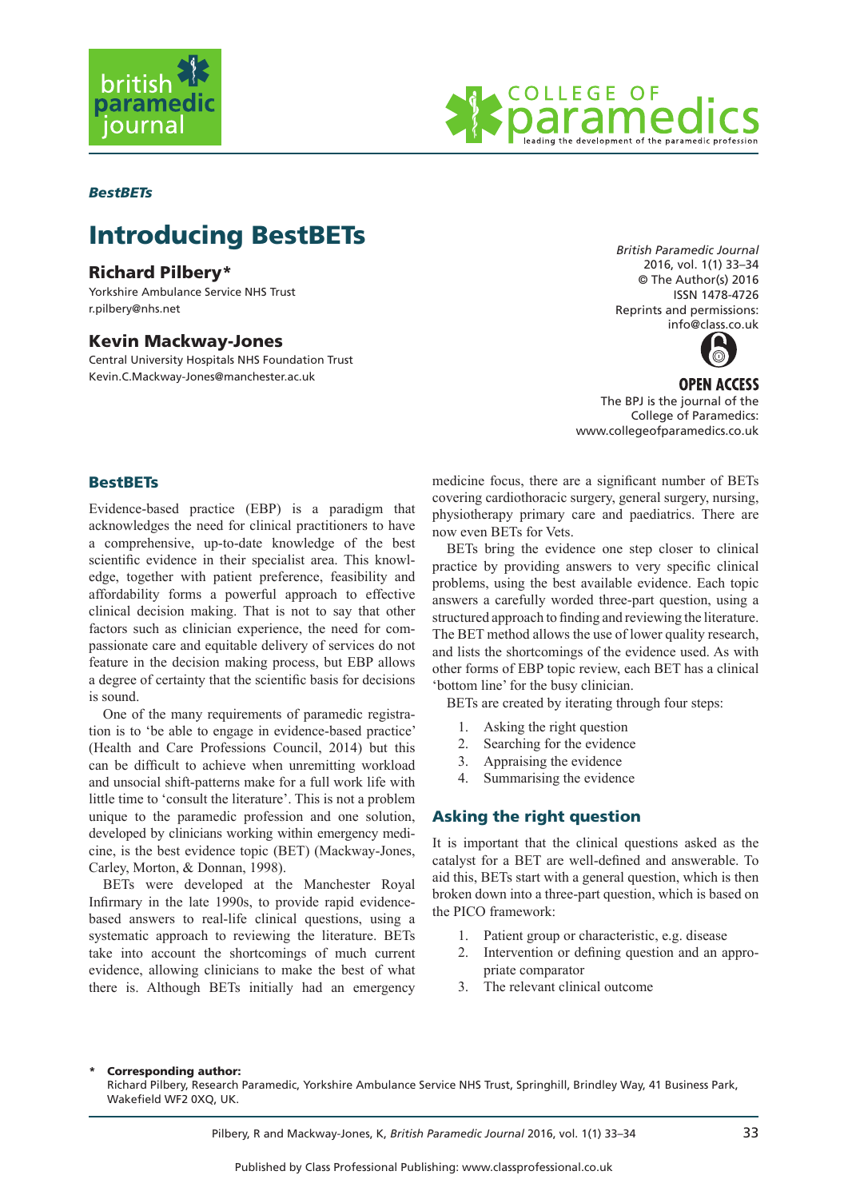*BestBETs*

# Introducing BestBETs

## Richard Pilbery*

Yorkshire Ambulance Service NHS Trust
r.pilbery@nhs.net

## Kevin Mackway-Jones

Central University Hospitals NHS Foundation Trust
Kevin.C.Mackway-Jones@manchester.ac.uk

*British Paramedic Journal*
2016, vol. 1(1) 33–34
© The Author(s) 2016
ISSN 1478-4726
Reprints and permissions:
info@class.co.uk

**OPEN ACCESS**
The BPJ is the journal of the College of Paramedics:
www.collegeofparamedics.co.uk

## BestBETs

Evidence-based practice (EBP) is a paradigm that acknowledges the need for clinical practitioners to have a comprehensive, up-to-date knowledge of the best scientific evidence in their specialist area. This knowledge, together with patient preference, feasibility and affordability forms a powerful approach to effective clinical decision making. That is not to say that other factors such as clinician experience, the need for compassionate care and equitable delivery of services do not feature in the decision making process, but EBP allows a degree of certainty that the scientific basis for decisions is sound.

One of the many requirements of paramedic registration is to 'be able to engage in evidence-based practice' (Health and Care Professions Council, 2014) but this can be difficult to achieve when unremitting workload and unsocial shift-patterns make for a full work life with little time to 'consult the literature'. This is not a problem unique to the paramedic profession and one solution, developed by clinicians working within emergency medicine, is the best evidence topic (BET) (Mackway-Jones, Carley, Morton, & Donnan, 1998).

BETs were developed at the Manchester Royal Infirmary in the late 1990s, to provide rapid evidence-based answers to real-life clinical questions, using a systematic approach to reviewing the literature. BETs take into account the shortcomings of much current evidence, allowing clinicians to make the best of what there is. Although BETs initially had an emergency medicine focus, there are a significant number of BETs covering cardiothoracic surgery, general surgery, nursing, physiotherapy primary care and paediatrics. There are now even BETs for Vets.

BETs bring the evidence one step closer to clinical practice by providing answers to very specific clinical problems, using the best available evidence. Each topic answers a carefully worded three-part question, using a structured approach to finding and reviewing the literature. The BET method allows the use of lower quality research, and lists the shortcomings of the evidence used. As with other forms of EBP topic review, each BET has a clinical 'bottom line' for the busy clinician.

BETs are created by iterating through four steps:

1. Asking the right question
2. Searching for the evidence
3. Appraising the evidence
4. Summarising the evidence

## Asking the right question

It is important that the clinical questions asked as the catalyst for a BET are well-defined and answerable. To aid this, BETs start with a general question, which is then broken down into a three-part question, which is based on the PICO framework:

1. Patient group or characteristic, e.g. disease
2. Intervention or defining question and an appropriate comparator
3. The relevant clinical outcome

\* **Corresponding author:**
Richard Pilbery, Research Paramedic, Yorkshire Ambulance Service NHS Trust, Springhill, Brindley Way, 41 Business Park, Wakefield WF2 0XQ, UK.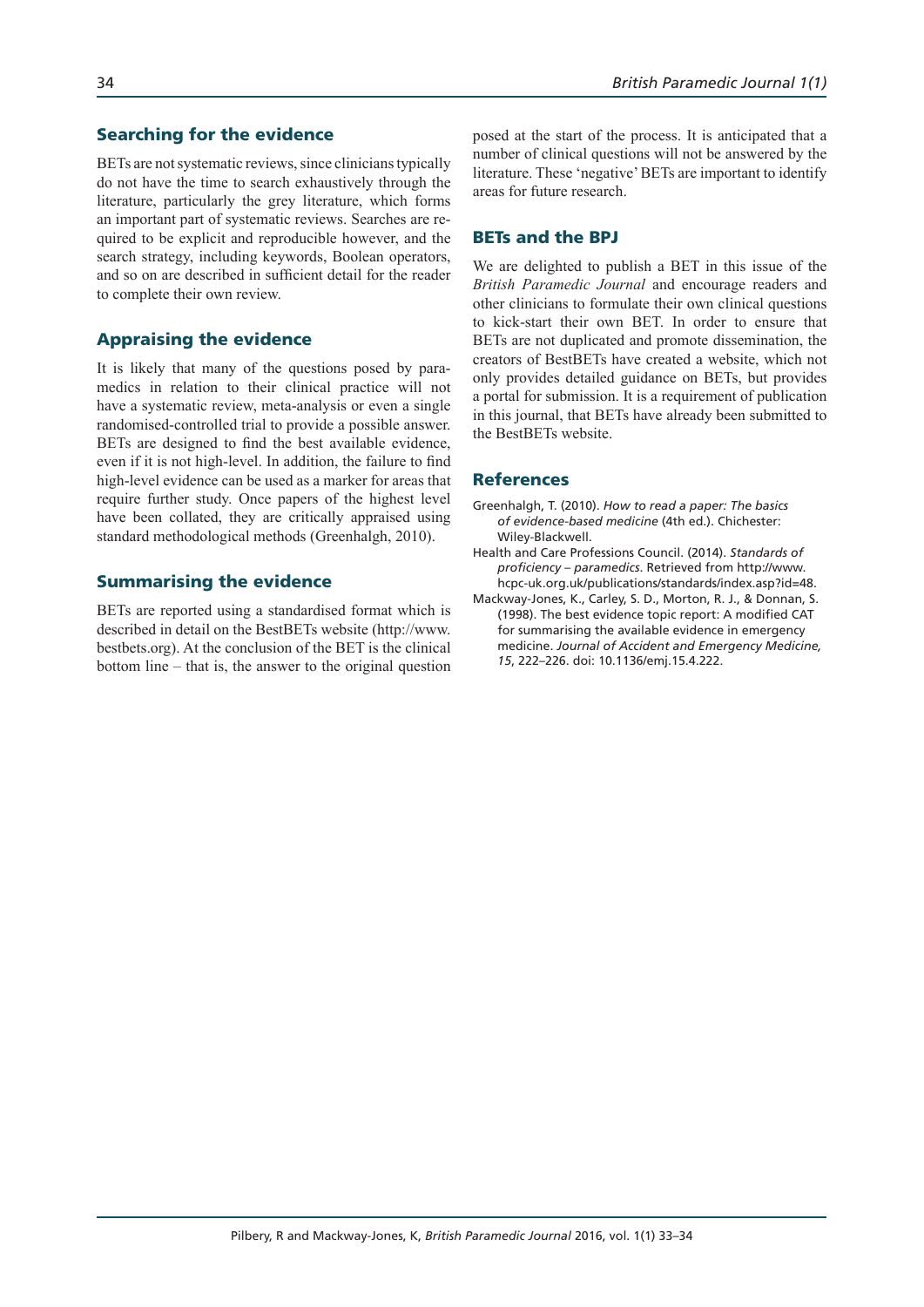## Searching for the evidence

BETs are not systematic reviews, since clinicians typically do not have the time to search exhaustively through the literature, particularly the grey literature, which forms an important part of systematic reviews. Searches are required to be explicit and reproducible however, and the search strategy, including keywords, Boolean operators, and so on are described in sufficient detail for the reader to complete their own review.

## Appraising the evidence

It is likely that many of the questions posed by paramedics in relation to their clinical practice will not have a systematic review, meta-analysis or even a single randomised-controlled trial to provide a possible answer. BETs are designed to find the best available evidence, even if it is not high-level. In addition, the failure to find high-level evidence can be used as a marker for areas that require further study. Once papers of the highest level have been collated, they are critically appraised using standard methodological methods (Greenhalgh, 2010).

## Summarising the evidence

BETs are reported using a standardised format which is described in detail on the BestBETs website (http://www.bestbets.org). At the conclusion of the BET is the clinical bottom line – that is, the answer to the original question posed at the start of the process. It is anticipated that a number of clinical questions will not be answered by the literature. These 'negative' BETs are important to identify areas for future research.

## BETs and the BPJ

We are delighted to publish a BET in this issue of the *British Paramedic Journal* and encourage readers and other clinicians to formulate their own clinical questions to kick-start their own BET. In order to ensure that BETs are not duplicated and promote dissemination, the creators of BestBETs have created a website, which not only provides detailed guidance on BETs, but provides a portal for submission. It is a requirement of publication in this journal, that BETs have already been submitted to the BestBETs website.

## References

Greenhalgh, T. (2010). *How to read a paper: The basics of evidence-based medicine* (4th ed.). Chichester: Wiley-Blackwell.

Health and Care Professions Council. (2014). *Standards of proficiency – paramedics*. Retrieved from http://www.hcpc-uk.org.uk/publications/standards/index.asp?id=48.

Mackway-Jones, K., Carley, S. D., Morton, R. J., & Donnan, S. (1998). The best evidence topic report: A modified CAT for summarising the available evidence in emergency medicine. *Journal of Accident and Emergency Medicine, 15*, 222–226. doi: 10.1136/emj.15.4.222.